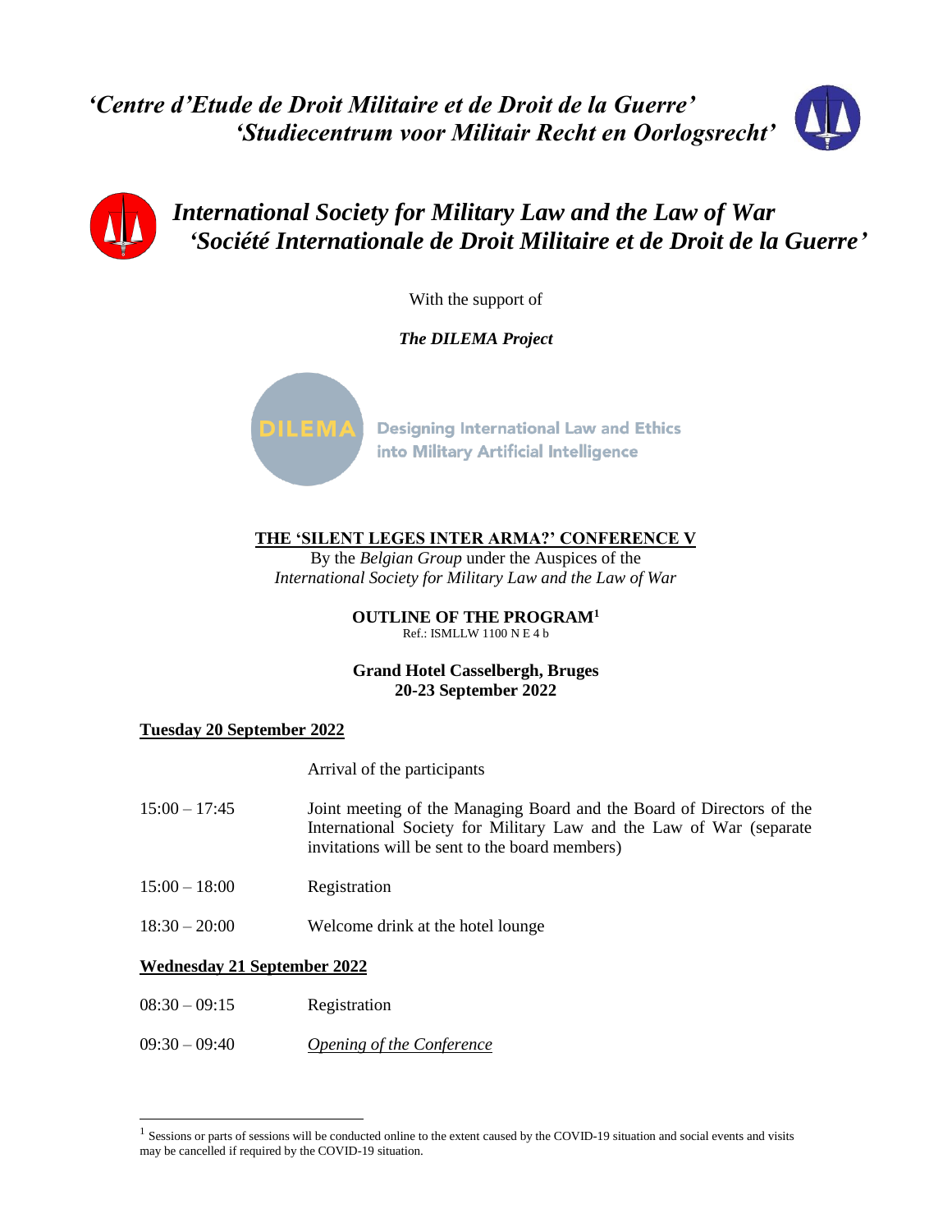*'Centre d'Etude de Droit Militaire et de Droit de la Guerre'*
*'Studiecentrum voor Militair Recht en Oorlogsrecht'*

*International Society for Military Law and the Law of War*
*'Société Internationale de Droit Militaire et de Droit de la Guerre'*

With the support of

***The DILEMA Project***

DILEMA Designing International Law and Ethics into Military Artificial Intelligence

## THE 'SILENT LEGES INTER ARMA?' CONFERENCE V

By the *Belgian Group* under the Auspices of the
*International Society for Military Law and the Law of War*

**OUTLINE OF THE PROGRAM**[1]
Ref.: ISMLLW 1100 N E 4 b

**Grand Hotel Casselbergh, Bruges**
**20-23 September 2022**

### Tuesday 20 September 2022

| | |
|---|---|
| | Arrival of the participants |
| 15:00 – 17:45 | Joint meeting of the Managing Board and the Board of Directors of the International Society for Military Law and the Law of War (separate invitations will be sent to the board members) |
| 15:00 – 18:00 | Registration |
| 18:30 – 20:00 | Welcome drink at the hotel lounge |

### Wednesday 21 September 2022

| | |
|---|---|
| 08:30 – 09:15 | Registration |
| 09:30 – 09:40 | *Opening of the Conference* |

[1] Sessions or parts of sessions will be conducted online to the extent caused by the COVID-19 situation and social events and visits may be cancelled if required by the COVID-19 situation.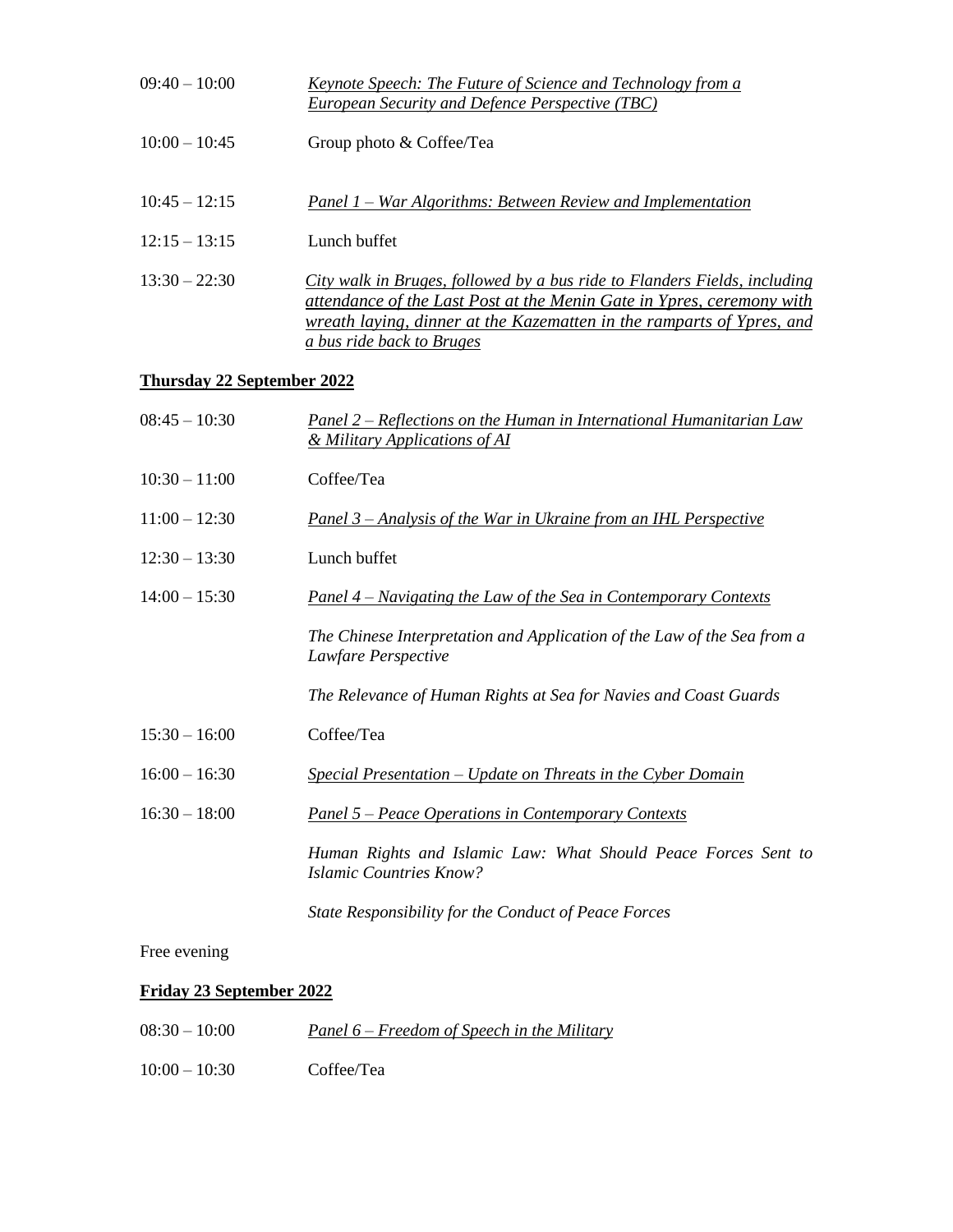09:40 – 10:00 *Keynote Speech: The Future of Science and Technology from a European Security and Defence Perspective (TBC)*

10:00 – 10:45 Group photo & Coffee/Tea

10:45 – 12:15 *Panel 1 – War Algorithms: Between Review and Implementation*

12:15 – 13:15 Lunch buffet

13:30 – 22:30 *City walk in Bruges, followed by a bus ride to Flanders Fields, including attendance of the Last Post at the Menin Gate in Ypres, ceremony with wreath laying, dinner at the Kazematten in the ramparts of Ypres, and a bus ride back to Bruges*

**Thursday 22 September 2022**

08:45 – 10:30 *Panel 2 – Reflections on the Human in International Humanitarian Law & Military Applications of AI*

10:30 – 11:00 Coffee/Tea

11:00 – 12:30 *Panel 3 – Analysis of the War in Ukraine from an IHL Perspective*

12:30 – 13:30 Lunch buffet

14:00 – 15:30 *Panel 4 – Navigating the Law of the Sea in Contemporary Contexts*

*The Chinese Interpretation and Application of the Law of the Sea from a Lawfare Perspective*

*The Relevance of Human Rights at Sea for Navies and Coast Guards*

15:30 – 16:00 Coffee/Tea

16:00 – 16:30 *Special Presentation – Update on Threats in the Cyber Domain*

16:30 – 18:00 *Panel 5 – Peace Operations in Contemporary Contexts*

*Human Rights and Islamic Law: What Should Peace Forces Sent to Islamic Countries Know?*

*State Responsibility for the Conduct of Peace Forces*

Free evening

**Friday 23 September 2022**

08:30 – 10:00 *Panel 6 – Freedom of Speech in the Military*

10:00 – 10:30 Coffee/Tea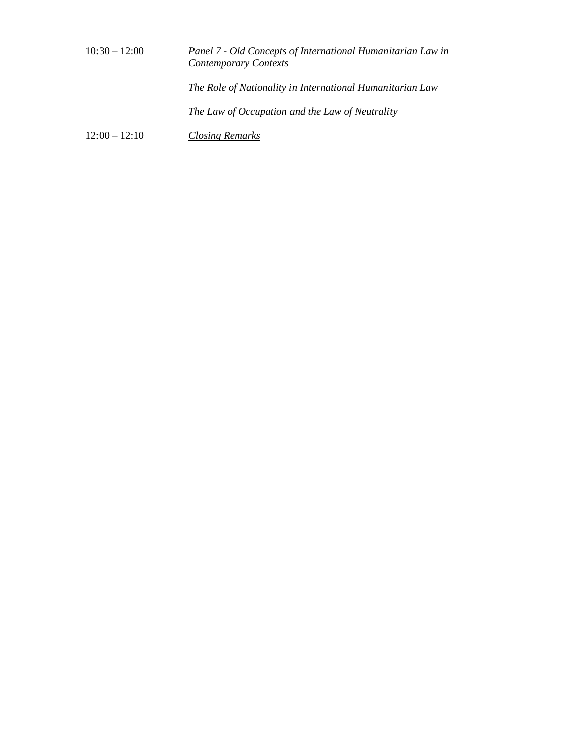10:30 – 12:00 *Panel 7 - Old Concepts of International Humanitarian Law in Contemporary Contexts*

*The Role of Nationality in International Humanitarian Law*

*The Law of Occupation and the Law of Neutrality*

12:00 – 12:10 *Closing Remarks*